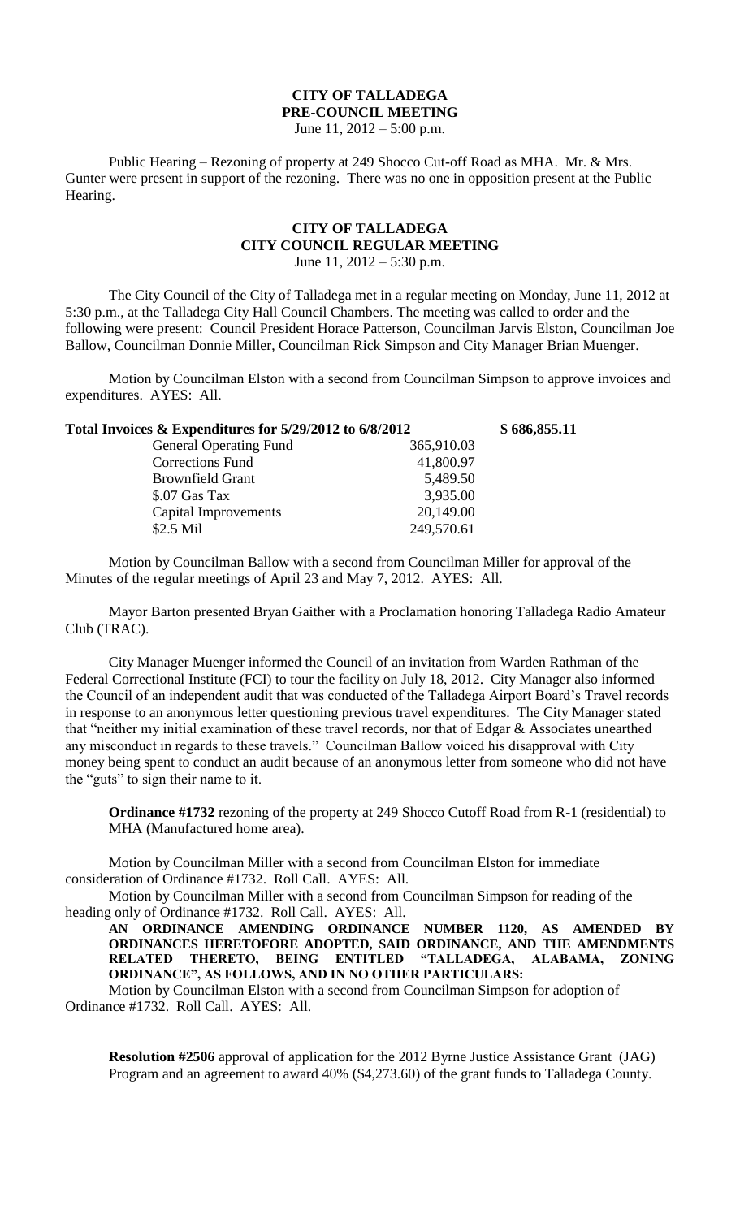# CITY OF TALLADEGA
## PRE-COUNCIL MEETING
June 11, 2012 – 5:00 p.m.

Public Hearing – Rezoning of property at 249 Shocco Cut-off Road as MHA. Mr. & Mrs. Gunter were present in support of the rezoning. There was no one in opposition present at the Public Hearing.

# CITY OF TALLADEGA
## CITY COUNCIL REGULAR MEETING
June 11, 2012 – 5:30 p.m.

The City Council of the City of Talladega met in a regular meeting on Monday, June 11, 2012 at 5:30 p.m., at the Talladega City Hall Council Chambers. The meeting was called to order and the following were present: Council President Horace Patterson, Councilman Jarvis Elston, Councilman Joe Ballow, Councilman Donnie Miller, Councilman Rick Simpson and City Manager Brian Muenger.

Motion by Councilman Elston with a second from Councilman Simpson to approve invoices and expenditures. AYES: All.

**Total Invoices & Expenditures for 5/29/2012 to 6/8/2012 $ 686,855.11**

| | |
|---|---|
| General Operating Fund | 365,910.03 |
| Corrections Fund | 41,800.97 |
| Brownfield Grant | 5,489.50 |
| $.07 Gas Tax | 3,935.00 |
| Capital Improvements | 20,149.00 |
| $2.5 Mil | 249,570.61 |

Motion by Councilman Ballow with a second from Councilman Miller for approval of the Minutes of the regular meetings of April 23 and May 7, 2012. AYES: All.

Mayor Barton presented Bryan Gaither with a Proclamation honoring Talladega Radio Amateur Club (TRAC).

City Manager Muenger informed the Council of an invitation from Warden Rathman of the Federal Correctional Institute (FCI) to tour the facility on July 18, 2012. City Manager also informed the Council of an independent audit that was conducted of the Talladega Airport Board's Travel records in response to an anonymous letter questioning previous travel expenditures. The City Manager stated that "neither my initial examination of these travel records, nor that of Edgar & Associates unearthed any misconduct in regards to these travels." Councilman Ballow voiced his disapproval with City money being spent to conduct an audit because of an anonymous letter from someone who did not have the "guts" to sign their name to it.

**Ordinance #1732** rezoning of the property at 249 Shocco Cutoff Road from R-1 (residential) to MHA (Manufactured home area).

Motion by Councilman Miller with a second from Councilman Elston for immediate consideration of Ordinance #1732. Roll Call. AYES: All.

Motion by Councilman Miller with a second from Councilman Simpson for reading of the heading only of Ordinance #1732. Roll Call. AYES: All.

**AN ORDINANCE AMENDING ORDINANCE NUMBER 1120, AS AMENDED BY ORDINANCES HERETOFORE ADOPTED, SAID ORDINANCE, AND THE AMENDMENTS RELATED THERETO, BEING ENTITLED "TALLADEGA, ALABAMA, ZONING ORDINANCE", AS FOLLOWS, AND IN NO OTHER PARTICULARS:**

Motion by Councilman Elston with a second from Councilman Simpson for adoption of Ordinance #1732. Roll Call. AYES: All.

**Resolution #2506** approval of application for the 2012 Byrne Justice Assistance Grant (JAG) Program and an agreement to award 40% ($4,273.60) of the grant funds to Talladega County.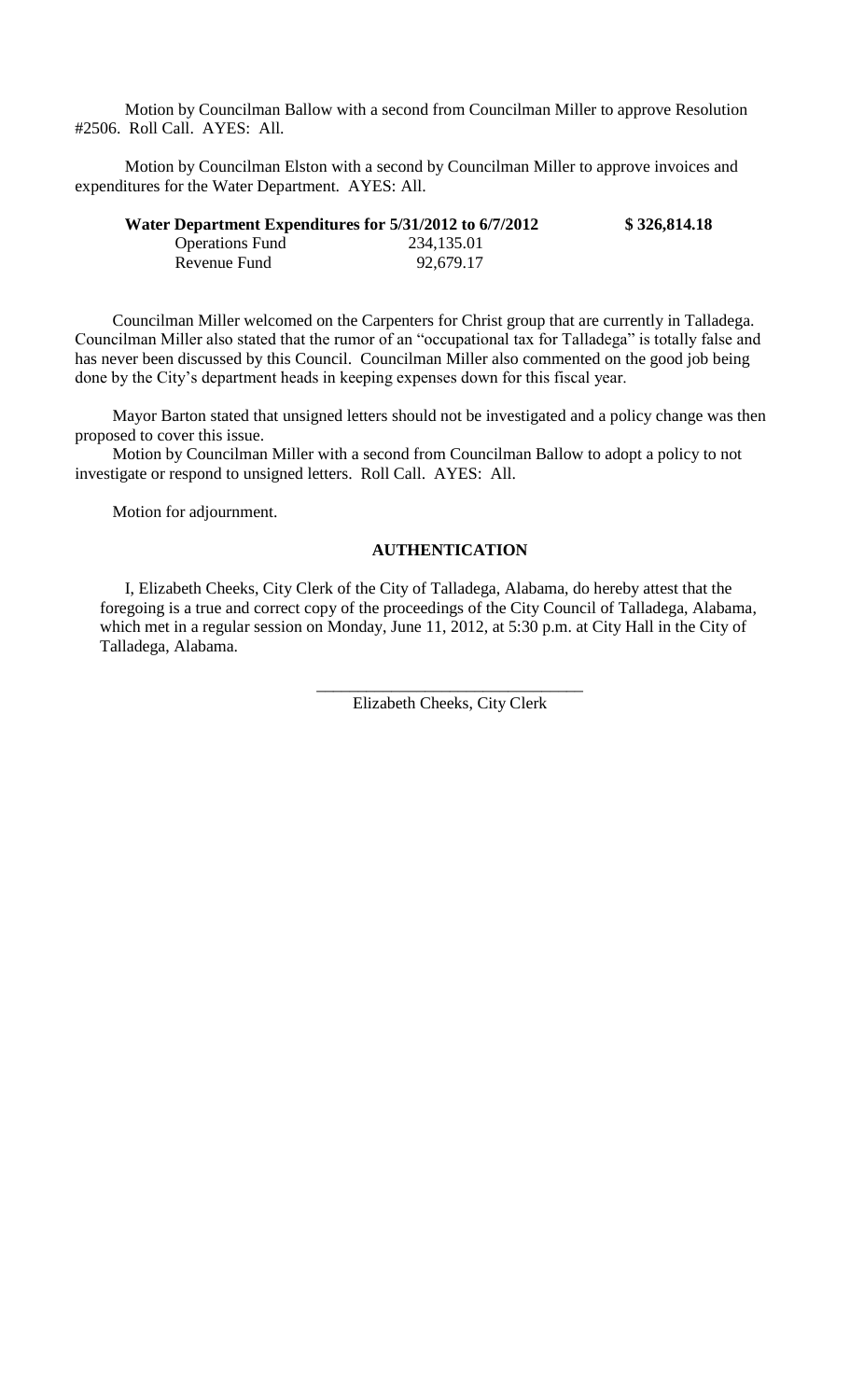Motion by Councilman Ballow with a second from Councilman Miller to approve Resolution #2506. Roll Call. AYES: All.

Motion by Councilman Elston with a second by Councilman Miller to approve invoices and expenditures for the Water Department. AYES: All.

| | | |
|---|---|---|
| **Water Department Expenditures for 5/31/2012 to 6/7/2012** | | **$ 326,814.18** |
| Operations Fund | 234,135.01 | |
| Revenue Fund | 92,679.17 | |

Councilman Miller welcomed on the Carpenters for Christ group that are currently in Talladega. Councilman Miller also stated that the rumor of an "occupational tax for Talladega" is totally false and has never been discussed by this Council. Councilman Miller also commented on the good job being done by the City's department heads in keeping expenses down for this fiscal year.

Mayor Barton stated that unsigned letters should not be investigated and a policy change was then proposed to cover this issue.

Motion by Councilman Miller with a second from Councilman Ballow to adopt a policy to not investigate or respond to unsigned letters. Roll Call. AYES: All.

Motion for adjournment.

## AUTHENTICATION

I, Elizabeth Cheeks, City Clerk of the City of Talladega, Alabama, do hereby attest that the foregoing is a true and correct copy of the proceedings of the City Council of Talladega, Alabama, which met in a regular session on Monday, June 11, 2012, at 5:30 p.m. at City Hall in the City of Talladega, Alabama.

\_\_\_\_\_\_\_\_\_\_\_\_\_\_\_\_\_\_\_\_\_\_\_\_\_\_\_\_\_\_\_\_

Elizabeth Cheeks, City Clerk